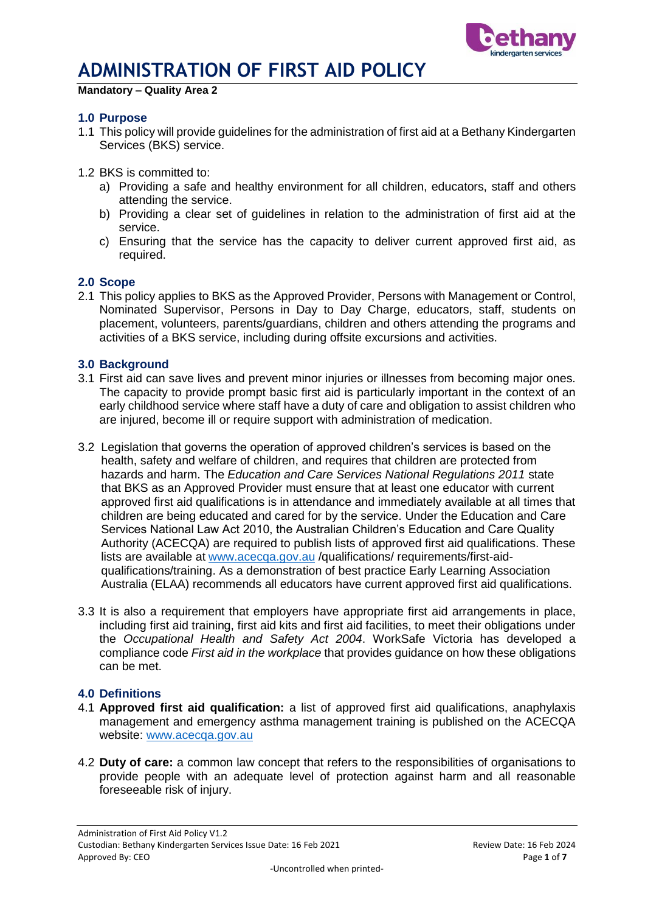# ADMINISTRATION OF FIRST AID POLICY

**Mandatory – Quality Area 2**

## 1.0 Purpose

1.1 This policy will provide guidelines for the administration of first aid at a Bethany Kindergarten Services (BKS) service.

1.2 BKS is committed to:

a) Providing a safe and healthy environment for all children, educators, staff and others attending the service.

b) Providing a clear set of guidelines in relation to the administration of first aid at the service.

c) Ensuring that the service has the capacity to deliver current approved first aid, as required.

## 2.0 Scope

2.1 This policy applies to BKS as the Approved Provider, Persons with Management or Control, Nominated Supervisor, Persons in Day to Day Charge, educators, staff, students on placement, volunteers, parents/guardians, children and others attending the programs and activities of a BKS service, including during offsite excursions and activities.

## 3.0 Background

3.1 First aid can save lives and prevent minor injuries or illnesses from becoming major ones. The capacity to provide prompt basic first aid is particularly important in the context of an early childhood service where staff have a duty of care and obligation to assist children who are injured, become ill or require support with administration of medication.

3.2 Legislation that governs the operation of approved children's services is based on the health, safety and welfare of children, and requires that children are protected from hazards and harm. The *Education and Care Services National Regulations 2011* state that BKS as an Approved Provider must ensure that at least one educator with current approved first aid qualifications is in attendance and immediately available at all times that children are being educated and cared for by the service. Under the Education and Care Services National Law Act 2010, the Australian Children's Education and Care Quality Authority (ACECQA) are required to publish lists of approved first aid qualifications. These lists are available at www.acecqa.gov.au /qualifications/ requirements/first-aid-qualifications/training. As a demonstration of best practice Early Learning Association Australia (ELAA) recommends all educators have current approved first aid qualifications.

3.3 It is also a requirement that employers have appropriate first aid arrangements in place, including first aid training, first aid kits and first aid facilities, to meet their obligations under the *Occupational Health and Safety Act 2004*. WorkSafe Victoria has developed a compliance code *First aid in the workplace* that provides guidance on how these obligations can be met.

## 4.0 Definitions

4.1 **Approved first aid qualification:** a list of approved first aid qualifications, anaphylaxis management and emergency asthma management training is published on the ACECQA website: www.acecqa.gov.au

4.2 **Duty of care:** a common law concept that refers to the responsibilities of organisations to provide people with an adequate level of protection against harm and all reasonable foreseeable risk of injury.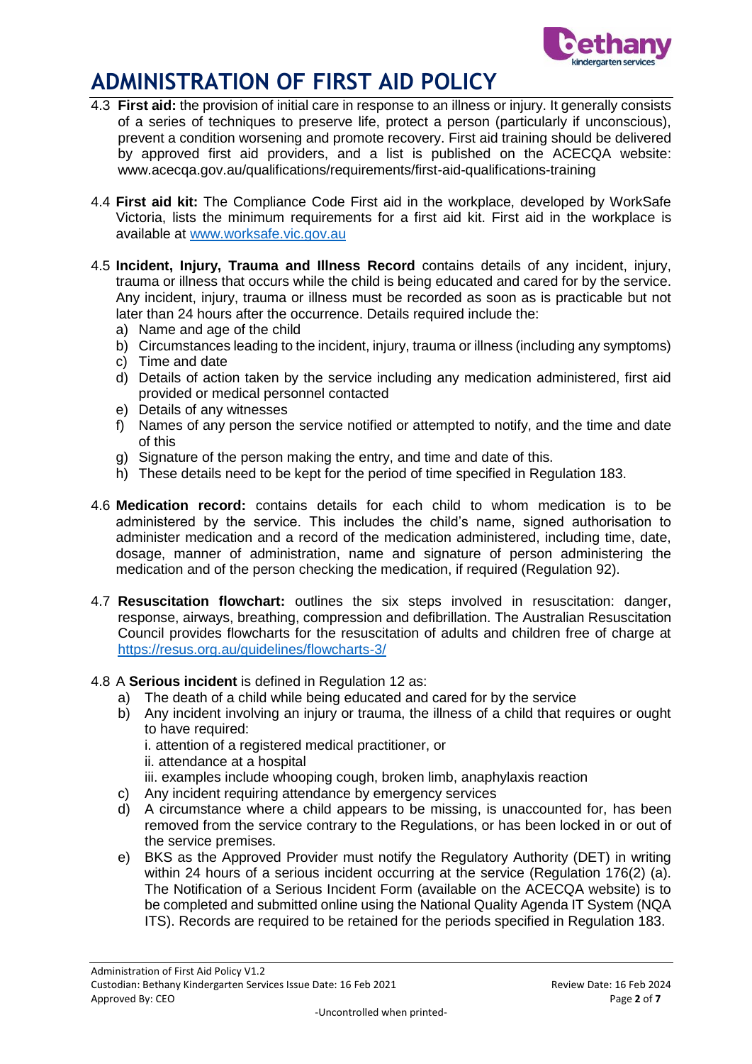4.3 **First aid:** the provision of initial care in response to an illness or injury. It generally consists of a series of techniques to preserve life, protect a person (particularly if unconscious), prevent a condition worsening and promote recovery. First aid training should be delivered by approved first aid providers, and a list is published on the ACECQA website: www.acecqa.gov.au/qualifications/requirements/first-aid-qualifications-training

4.4 **First aid kit:** The Compliance Code First aid in the workplace, developed by WorkSafe Victoria, lists the minimum requirements for a first aid kit. First aid in the workplace is available at [www.worksafe.vic.gov.au](www.worksafe.vic.gov.au)

4.5 **Incident, Injury, Trauma and Illness Record** contains details of any incident, injury, trauma or illness that occurs while the child is being educated and cared for by the service. Any incident, injury, trauma or illness must be recorded as soon as is practicable but not later than 24 hours after the occurrence. Details required include the:

a) Name and age of the child
b) Circumstances leading to the incident, injury, trauma or illness (including any symptoms)
c) Time and date
d) Details of action taken by the service including any medication administered, first aid provided or medical personnel contacted
e) Details of any witnesses
f) Names of any person the service notified or attempted to notify, and the time and date of this
g) Signature of the person making the entry, and time and date of this.
h) These details need to be kept for the period of time specified in Regulation 183.

4.6 **Medication record:** contains details for each child to whom medication is to be administered by the service. This includes the child's name, signed authorisation to administer medication and a record of the medication administered, including time, date, dosage, manner of administration, name and signature of person administering the medication and of the person checking the medication, if required (Regulation 92).

4.7 **Resuscitation flowchart:** outlines the six steps involved in resuscitation: danger, response, airways, breathing, compression and defibrillation. The Australian Resuscitation Council provides flowcharts for the resuscitation of adults and children free of charge at [https://resus.org.au/guidelines/flowcharts-3/](https://resus.org.au/guidelines/flowcharts-3/)

4.8 A **Serious incident** is defined in Regulation 12 as:

a) The death of a child while being educated and cared for by the service
b) Any incident involving an injury or trauma, the illness of a child that requires or ought to have required:
   i. attention of a registered medical practitioner, or
   ii. attendance at a hospital
   iii. examples include whooping cough, broken limb, anaphylaxis reaction
c) Any incident requiring attendance by emergency services
d) A circumstance where a child appears to be missing, is unaccounted for, has been removed from the service contrary to the Regulations, or has been locked in or out of the service premises.
e) BKS as the Approved Provider must notify the Regulatory Authority (DET) in writing within 24 hours of a serious incident occurring at the service (Regulation 176(2) (a). The Notification of a Serious Incident Form (available on the ACECQA website) is to be completed and submitted online using the National Quality Agenda IT System (NQA ITS). Records are required to be retained for the periods specified in Regulation 183.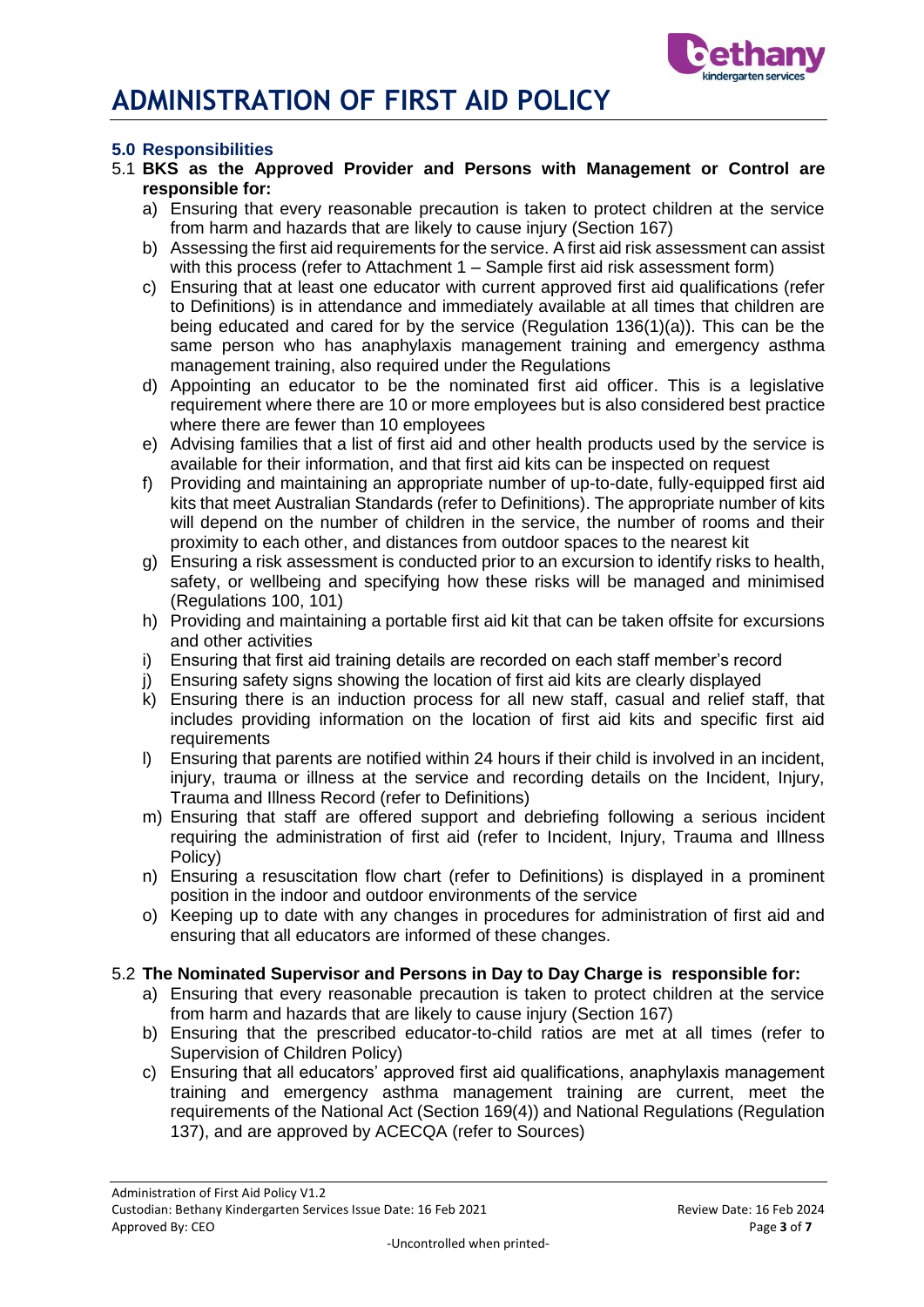# ADMINISTRATION OF FIRST AID POLICY

### 5.0 Responsibilities

5.1 **BKS as the Approved Provider and Persons with Management or Control are responsible for:**

a) Ensuring that every reasonable precaution is taken to protect children at the service from harm and hazards that are likely to cause injury (Section 167)

b) Assessing the first aid requirements for the service. A first aid risk assessment can assist with this process (refer to Attachment 1 – Sample first aid risk assessment form)

c) Ensuring that at least one educator with current approved first aid qualifications (refer to Definitions) is in attendance and immediately available at all times that children are being educated and cared for by the service (Regulation 136(1)(a)). This can be the same person who has anaphylaxis management training and emergency asthma management training, also required under the Regulations

d) Appointing an educator to be the nominated first aid officer. This is a legislative requirement where there are 10 or more employees but is also considered best practice where there are fewer than 10 employees

e) Advising families that a list of first aid and other health products used by the service is available for their information, and that first aid kits can be inspected on request

f) Providing and maintaining an appropriate number of up-to-date, fully-equipped first aid kits that meet Australian Standards (refer to Definitions). The appropriate number of kits will depend on the number of children in the service, the number of rooms and their proximity to each other, and distances from outdoor spaces to the nearest kit

g) Ensuring a risk assessment is conducted prior to an excursion to identify risks to health, safety, or wellbeing and specifying how these risks will be managed and minimised (Regulations 100, 101)

h) Providing and maintaining a portable first aid kit that can be taken offsite for excursions and other activities

i) Ensuring that first aid training details are recorded on each staff member's record

j) Ensuring safety signs showing the location of first aid kits are clearly displayed

k) Ensuring there is an induction process for all new staff, casual and relief staff, that includes providing information on the location of first aid kits and specific first aid requirements

l) Ensuring that parents are notified within 24 hours if their child is involved in an incident, injury, trauma or illness at the service and recording details on the Incident, Injury, Trauma and Illness Record (refer to Definitions)

m) Ensuring that staff are offered support and debriefing following a serious incident requiring the administration of first aid (refer to Incident, Injury, Trauma and Illness Policy)

n) Ensuring a resuscitation flow chart (refer to Definitions) is displayed in a prominent position in the indoor and outdoor environments of the service

o) Keeping up to date with any changes in procedures for administration of first aid and ensuring that all educators are informed of these changes.

5.2 **The Nominated Supervisor and Persons in Day to Day Charge is responsible for:**

a) Ensuring that every reasonable precaution is taken to protect children at the service from harm and hazards that are likely to cause injury (Section 167)

b) Ensuring that the prescribed educator-to-child ratios are met at all times (refer to Supervision of Children Policy)

c) Ensuring that all educators' approved first aid qualifications, anaphylaxis management training and emergency asthma management training are current, meet the requirements of the National Act (Section 169(4)) and National Regulations (Regulation 137), and are approved by ACECQA (refer to Sources)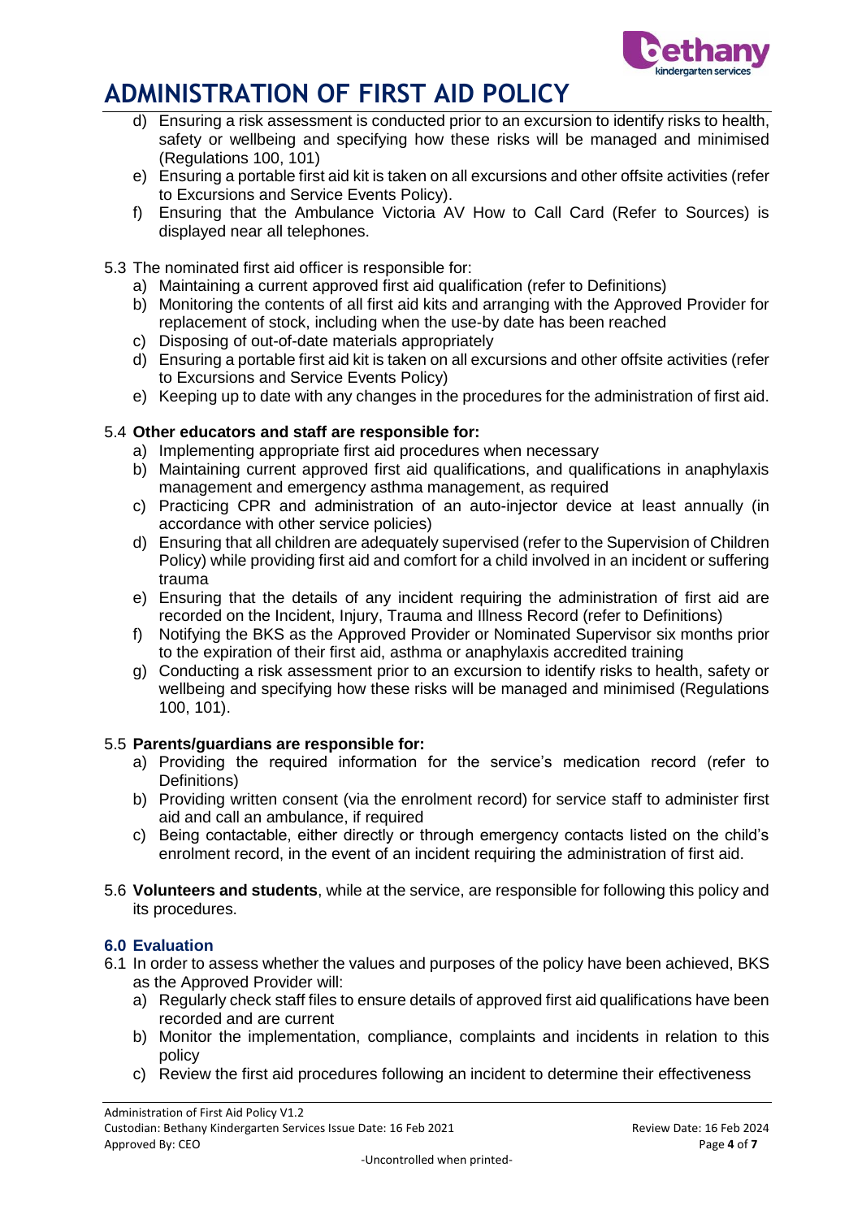d) Ensuring a risk assessment is conducted prior to an excursion to identify risks to health, safety or wellbeing and specifying how these risks will be managed and minimised (Regulations 100, 101)
e) Ensuring a portable first aid kit is taken on all excursions and other offsite activities (refer to Excursions and Service Events Policy).
f) Ensuring that the Ambulance Victoria AV How to Call Card (Refer to Sources) is displayed near all telephones.

5.3 The nominated first aid officer is responsible for:

a) Maintaining a current approved first aid qualification (refer to Definitions)
b) Monitoring the contents of all first aid kits and arranging with the Approved Provider for replacement of stock, including when the use-by date has been reached
c) Disposing of out-of-date materials appropriately
d) Ensuring a portable first aid kit is taken on all excursions and other offsite activities (refer to Excursions and Service Events Policy)
e) Keeping up to date with any changes in the procedures for the administration of first aid.

5.4 **Other educators and staff are responsible for:**

a) Implementing appropriate first aid procedures when necessary
b) Maintaining current approved first aid qualifications, and qualifications in anaphylaxis management and emergency asthma management, as required
c) Practicing CPR and administration of an auto-injector device at least annually (in accordance with other service policies)
d) Ensuring that all children are adequately supervised (refer to the Supervision of Children Policy) while providing first aid and comfort for a child involved in an incident or suffering trauma
e) Ensuring that the details of any incident requiring the administration of first aid are recorded on the Incident, Injury, Trauma and Illness Record (refer to Definitions)
f) Notifying the BKS as the Approved Provider or Nominated Supervisor six months prior to the expiration of their first aid, asthma or anaphylaxis accredited training
g) Conducting a risk assessment prior to an excursion to identify risks to health, safety or wellbeing and specifying how these risks will be managed and minimised (Regulations 100, 101).

5.5 **Parents/guardians are responsible for:**

a) Providing the required information for the service's medication record (refer to Definitions)
b) Providing written consent (via the enrolment record) for service staff to administer first aid and call an ambulance, if required
c) Being contactable, either directly or through emergency contacts listed on the child's enrolment record, in the event of an incident requiring the administration of first aid.

5.6 **Volunteers and students**, while at the service, are responsible for following this policy and its procedures.

## 6.0 Evaluation

6.1 In order to assess whether the values and purposes of the policy have been achieved, BKS as the Approved Provider will:

a) Regularly check staff files to ensure details of approved first aid qualifications have been recorded and are current
b) Monitor the implementation, compliance, complaints and incidents in relation to this policy
c) Review the first aid procedures following an incident to determine their effectiveness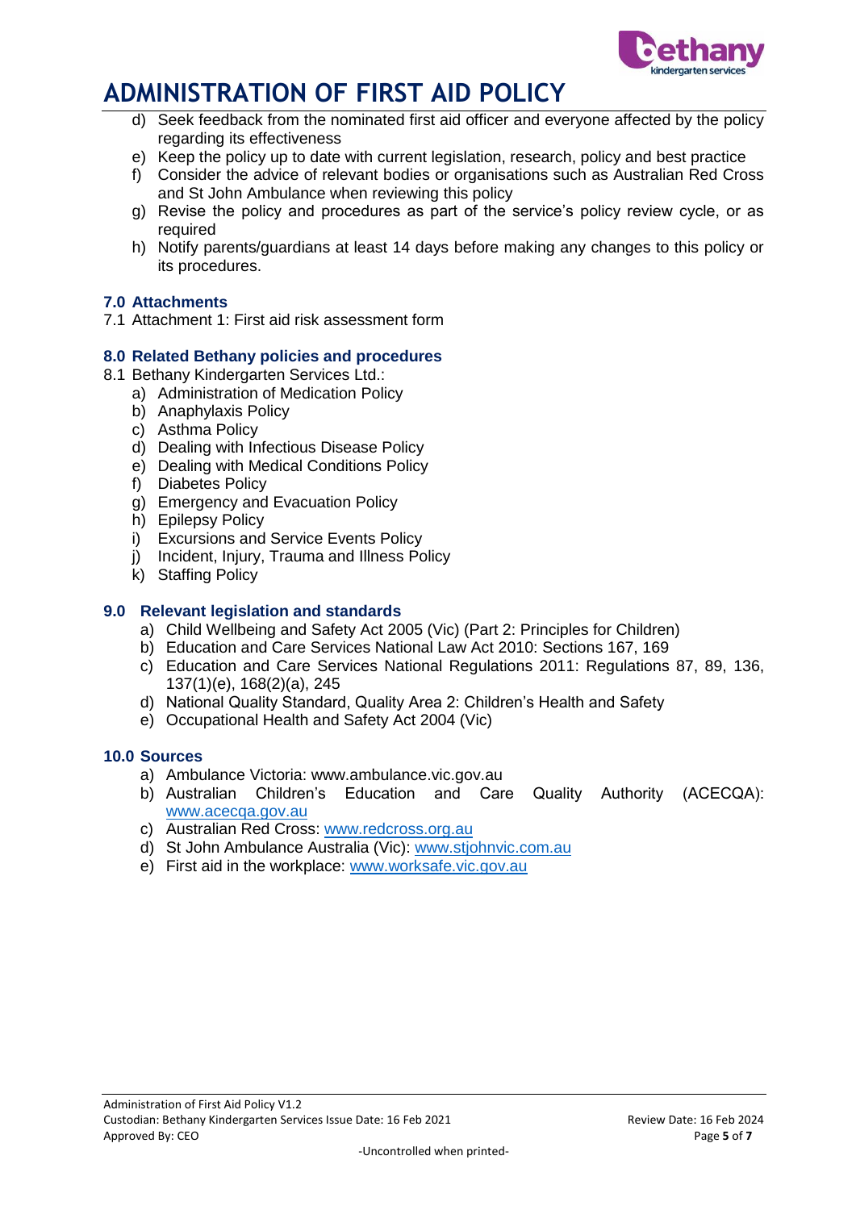d) Seek feedback from the nominated first aid officer and everyone affected by the policy regarding its effectiveness
e) Keep the policy up to date with current legislation, research, policy and best practice
f) Consider the advice of relevant bodies or organisations such as Australian Red Cross and St John Ambulance when reviewing this policy
g) Revise the policy and procedures as part of the service's policy review cycle, or as required
h) Notify parents/guardians at least 14 days before making any changes to this policy or its procedures.

### 7.0 Attachments

7.1 Attachment 1: First aid risk assessment form

### 8.0 Related Bethany policies and procedures

8.1 Bethany Kindergarten Services Ltd.:

a) Administration of Medication Policy
b) Anaphylaxis Policy
c) Asthma Policy
d) Dealing with Infectious Disease Policy
e) Dealing with Medical Conditions Policy
f) Diabetes Policy
g) Emergency and Evacuation Policy
h) Epilepsy Policy
i) Excursions and Service Events Policy
j) Incident, Injury, Trauma and Illness Policy
k) Staffing Policy

### 9.0 Relevant legislation and standards

a) Child Wellbeing and Safety Act 2005 (Vic) (Part 2: Principles for Children)
b) Education and Care Services National Law Act 2010: Sections 167, 169
c) Education and Care Services National Regulations 2011: Regulations 87, 89, 136, 137(1)(e), 168(2)(a), 245
d) National Quality Standard, Quality Area 2: Children's Health and Safety
e) Occupational Health and Safety Act 2004 (Vic)

### 10.0 Sources

a) Ambulance Victoria: www.ambulance.vic.gov.au
b) Australian Children's Education and Care Quality Authority (ACECQA): www.acecqa.gov.au
c) Australian Red Cross: www.redcross.org.au
d) St John Ambulance Australia (Vic): www.stjohnvic.com.au
e) First aid in the workplace: www.worksafe.vic.gov.au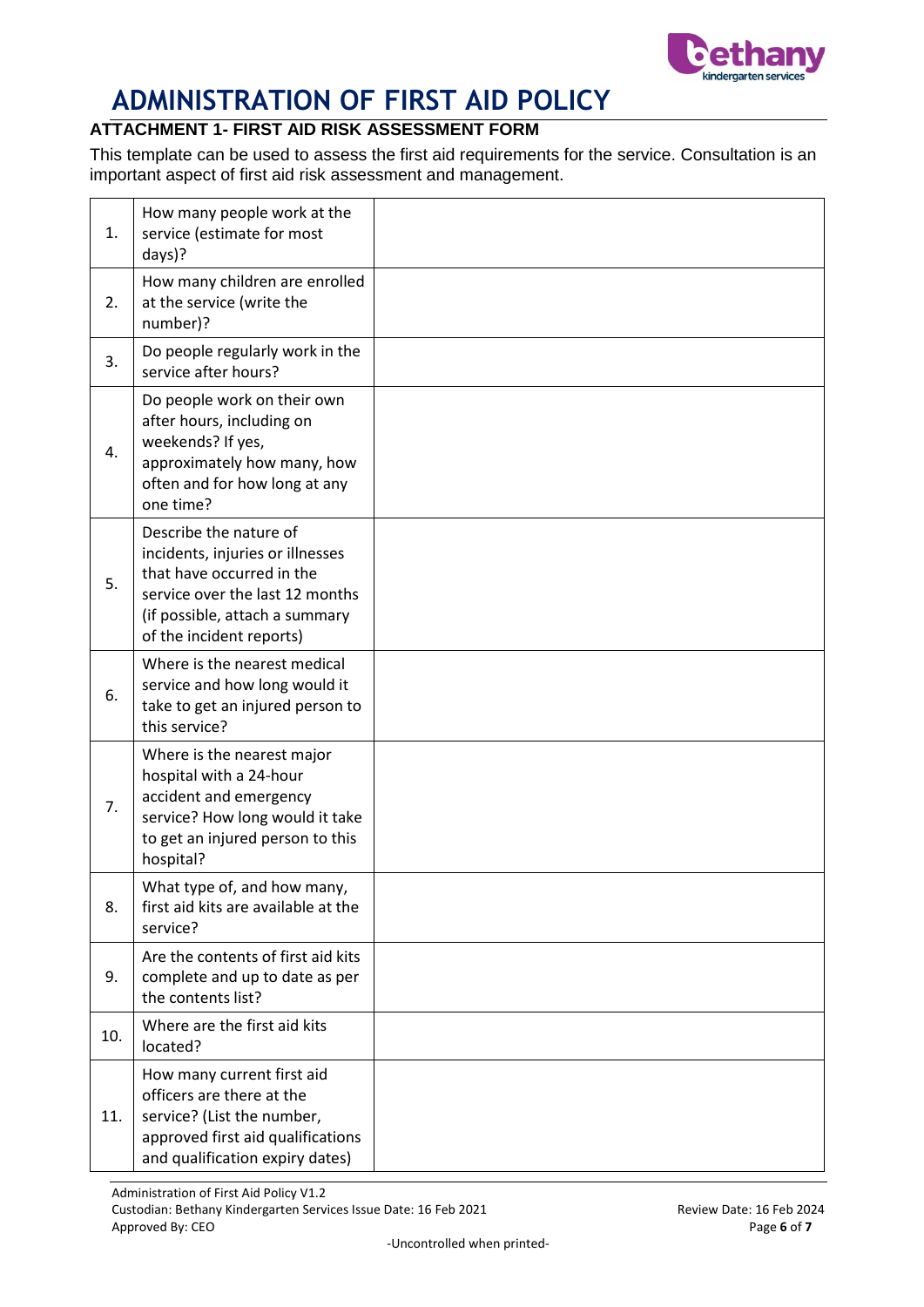# ADMINISTRATION OF FIRST AID POLICY

## ATTACHMENT 1- FIRST AID RISK ASSESSMENT FORM

This template can be used to assess the first aid requirements for the service. Consultation is an important aspect of first aid risk assessment and management.

| | | |
|---|---|---|
| 1. | How many people work at the service (estimate for most days)? | |
| 2. | How many children are enrolled at the service (write the number)? | |
| 3. | Do people regularly work in the service after hours? | |
| 4. | Do people work on their own after hours, including on weekends? If yes, approximately how many, how often and for how long at any one time? | |
| 5. | Describe the nature of incidents, injuries or illnesses that have occurred in the service over the last 12 months (if possible, attach a summary of the incident reports) | |
| 6. | Where is the nearest medical service and how long would it take to get an injured person to this service? | |
| 7. | Where is the nearest major hospital with a 24-hour accident and emergency service? How long would it take to get an injured person to this hospital? | |
| 8. | What type of, and how many, first aid kits are available at the service? | |
| 9. | Are the contents of first aid kits complete and up to date as per the contents list? | |
| 10. | Where are the first aid kits located? | |
| 11. | How many current first aid officers are there at the service? (List the number, approved first aid qualifications and qualification expiry dates) | |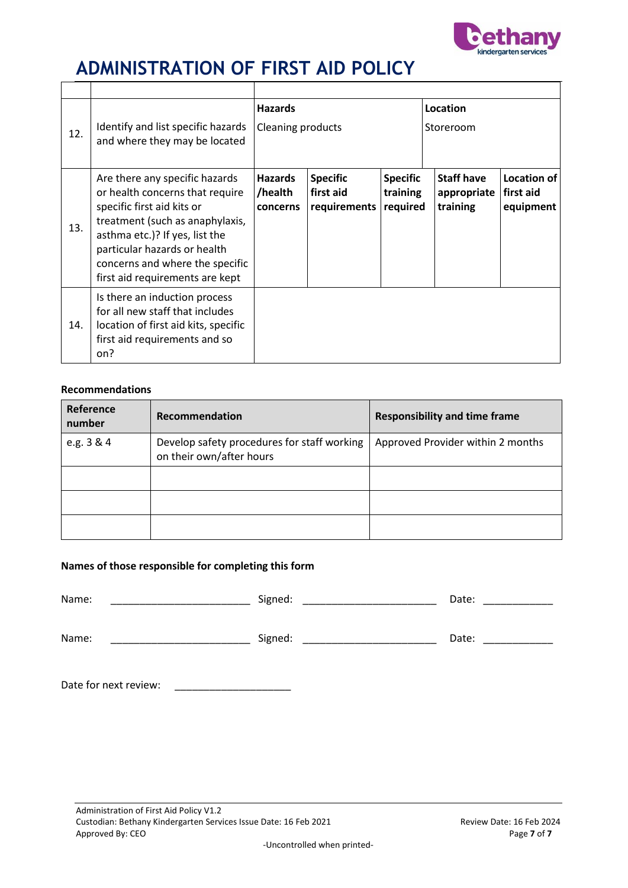# ADMINISTRATION OF FIRST AID POLICY

| | | | | | | |
|---|---|---|---|---|---|---|
| 12. | Identify and list specific hazards and where they may be located | **Hazards**<br>Cleaning products | | | **Location**<br>Storeroom | |
| 13. | Are there any specific hazards or health concerns that require specific first aid kits or treatment (such as anaphylaxis, asthma etc.)? If yes, list the particular hazards or health concerns and where the specific first aid requirements are kept | **Hazards /health concerns** | **Specific first aid requirements** | **Specific training required** | **Staff have appropriate training** | **Location of first aid equipment** |
| 14. | Is there an induction process for all new staff that includes location of first aid kits, specific first aid requirements and so on? | | | | | |

**Recommendations**

| Reference number | Recommendation | Responsibility and time frame |
|---|---|---|
| e.g. 3 & 4 | Develop safety procedures for staff working on their own/after hours | Approved Provider within 2 months |
| | | |
| | | |
| | | |

**Names of those responsible for completing this form**

Name: ________________________ Signed: ________________________ Date: ____________

Name: ________________________ Signed: ________________________ Date: ____________

Date for next review: ____________________